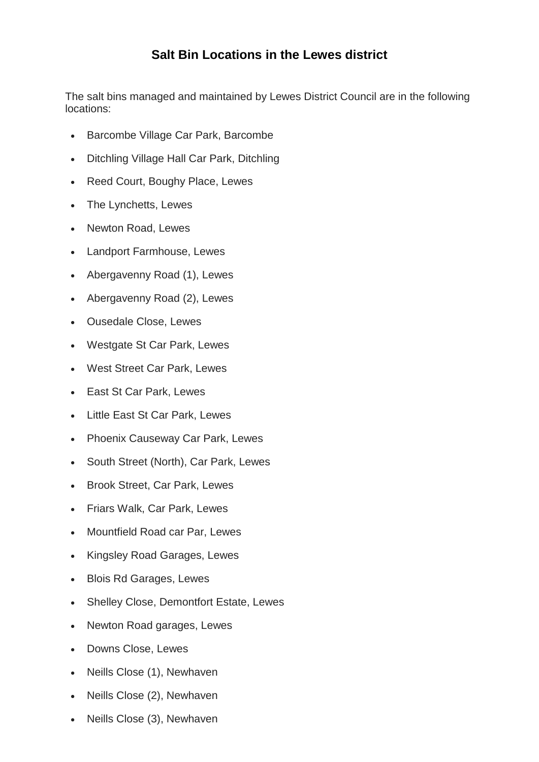# Salt Bin Locations in the Lewes district

The salt bins managed and maintained by Lewes District Council are in the following locations:

- Barcombe Village Car Park, Barcombe
- Ditchling Village Hall Car Park, Ditchling
- Reed Court, Boughy Place, Lewes
- The Lynchetts, Lewes
- Newton Road, Lewes
- Landport Farmhouse, Lewes
- Abergavenny Road (1), Lewes
- Abergavenny Road (2), Lewes
- Ousedale Close, Lewes
- Westgate St Car Park, Lewes
- West Street Car Park, Lewes
- East St Car Park, Lewes
- Little East St Car Park, Lewes
- Phoenix Causeway Car Park, Lewes
- South Street (North), Car Park, Lewes
- Brook Street, Car Park, Lewes
- Friars Walk, Car Park, Lewes
- Mountfield Road car Par, Lewes
- Kingsley Road Garages, Lewes
- Blois Rd Garages, Lewes
- Shelley Close, Demontfort Estate, Lewes
- Newton Road garages, Lewes
- Downs Close, Lewes
- Neills Close (1), Newhaven
- Neills Close (2), Newhaven
- Neills Close (3), Newhaven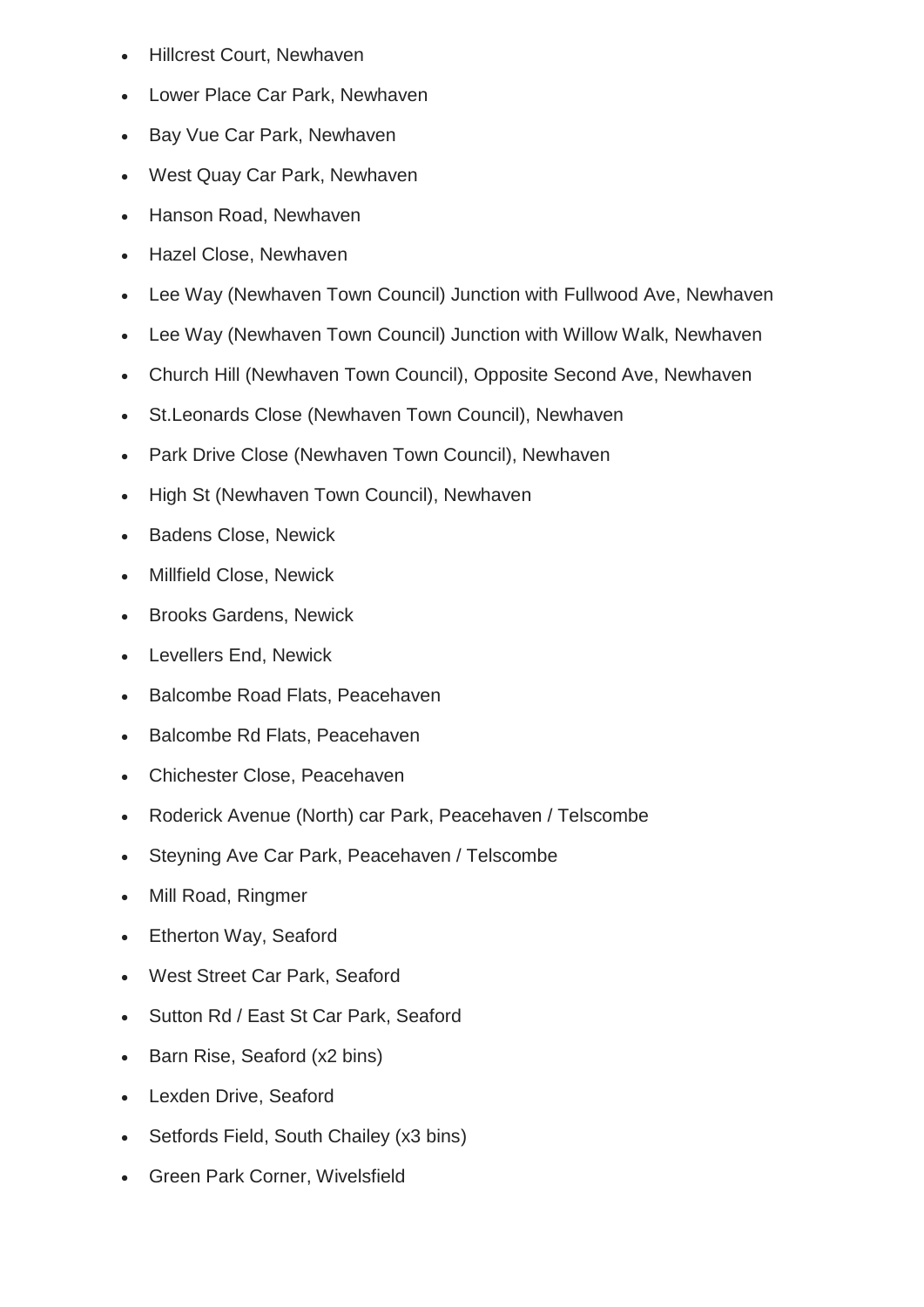- Hillcrest Court, Newhaven
- Lower Place Car Park, Newhaven
- Bay Vue Car Park, Newhaven
- West Quay Car Park, Newhaven
- Hanson Road, Newhaven
- Hazel Close, Newhaven
- Lee Way (Newhaven Town Council) Junction with Fullwood Ave, Newhaven
- Lee Way (Newhaven Town Council) Junction with Willow Walk, Newhaven
- Church Hill (Newhaven Town Council), Opposite Second Ave, Newhaven
- St.Leonards Close (Newhaven Town Council), Newhaven
- Park Drive Close (Newhaven Town Council), Newhaven
- High St (Newhaven Town Council), Newhaven
- Badens Close, Newick
- Millfield Close, Newick
- Brooks Gardens, Newick
- Levellers End, Newick
- Balcombe Road Flats, Peacehaven
- Balcombe Rd Flats, Peacehaven
- Chichester Close, Peacehaven
- Roderick Avenue (North) car Park, Peacehaven / Telscombe
- Steyning Ave Car Park, Peacehaven / Telscombe
- Mill Road, Ringmer
- Etherton Way, Seaford
- West Street Car Park, Seaford
- Sutton Rd / East St Car Park, Seaford
- Barn Rise, Seaford (x2 bins)
- Lexden Drive, Seaford
- Setfords Field, South Chailey (x3 bins)
- Green Park Corner, Wivelsfield